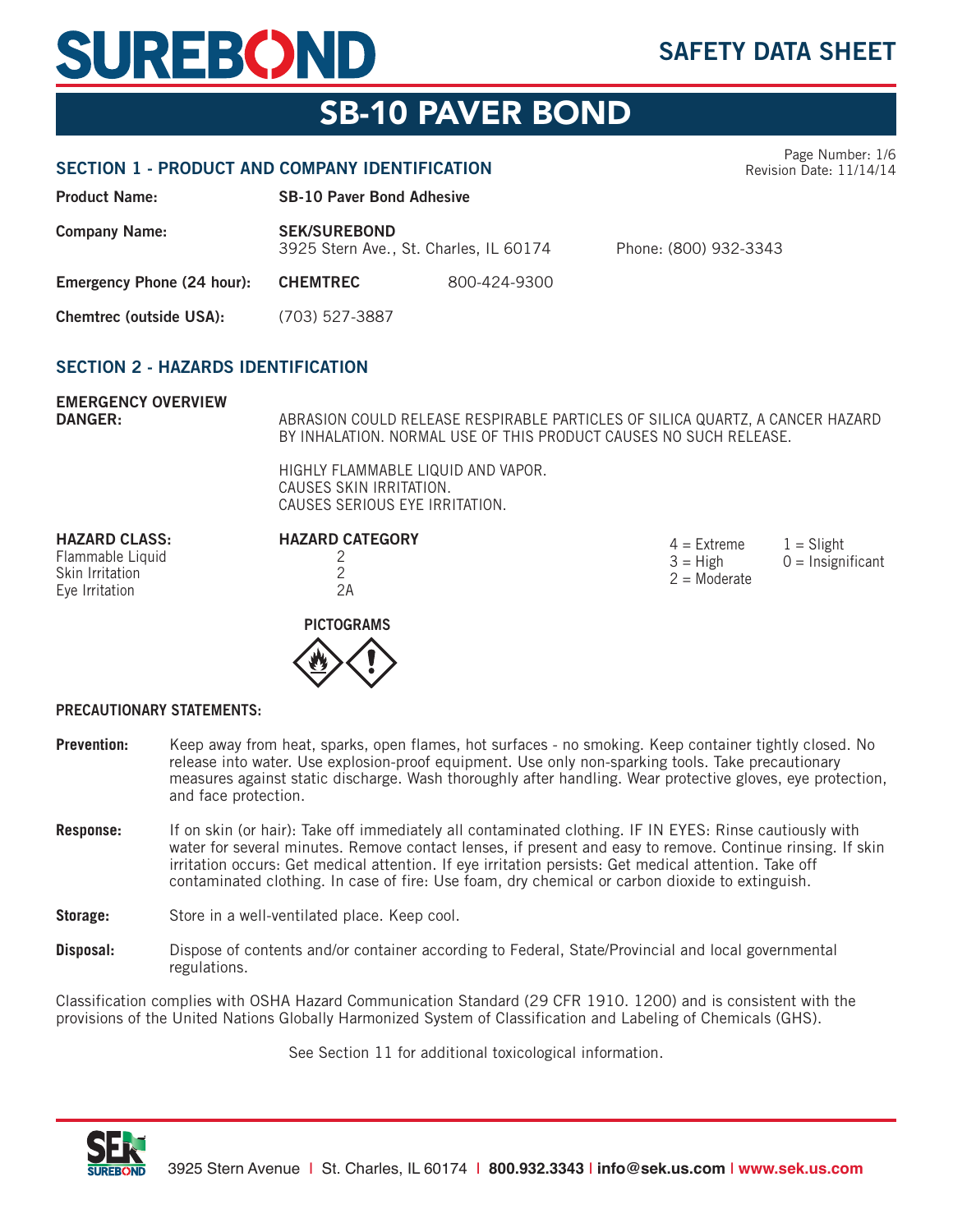# SUREBOND

## SAFETY DATA SHEET

# SB-10 PAVER BOND

Revision Date: 11/14/14

## SECTION 1 - PRODUCT AND COMPANY IDENTIFICATION

| | | |
|---|---|---|
| **Product Name:** | **SB-10 Paver Bond Adhesive** | |
| **Company Name:** | **SEK/SUREBOND**<br>3925 Stern Ave., St. Charles, IL 60174 | Phone: (800) 932-3343 |
| **Emergency Phone (24 hour):** | **CHEMTREC** 800-424-9300 | |
| **Chemtrec (outside USA):** | (703) 527-3887 | |

## SECTION 2 - HAZARDS IDENTIFICATION

**EMERGENCY OVERVIEW**
**DANGER:**

ABRASION COULD RELEASE RESPIRABLE PARTICLES OF SILICA QUARTZ, A CANCER HAZARD BY INHALATION. NORMAL USE OF THIS PRODUCT CAUSES NO SUCH RELEASE.

HIGHLY FLAMMABLE LIQUID AND VAPOR.
CAUSES SKIN IRRITATION.
CAUSES SERIOUS EYE IRRITATION.

| HAZARD CLASS: | HAZARD CATEGORY |
|---|---|
| Flammable Liquid | 2 |
| Skin Irritation | 2 |
| Eye Irritation | 2A |

4 = Extreme
3 = High
2 = Moderate
1 = Slight
0 = Insignificant

**PICTOGRAMS**

**PRECAUTIONARY STATEMENTS:**

**Prevention:** Keep away from heat, sparks, open flames, hot surfaces - no smoking. Keep container tightly closed. No release into water. Use explosion-proof equipment. Use only non-sparking tools. Take precautionary measures against static discharge. Wash thoroughly after handling. Wear protective gloves, eye protection, and face protection.

**Response:** If on skin (or hair): Take off immediately all contaminated clothing. IF IN EYES: Rinse cautiously with water for several minutes. Remove contact lenses, if present and easy to remove. Continue rinsing. If skin irritation occurs: Get medical attention. If eye irritation persists: Get medical attention. Take off contaminated clothing. In case of fire: Use foam, dry chemical or carbon dioxide to extinguish.

**Storage:** Store in a well-ventilated place. Keep cool.

**Disposal:** Dispose of contents and/or container according to Federal, State/Provincial and local governmental regulations.

Classification complies with OSHA Hazard Communication Standard (29 CFR 1910. 1200) and is consistent with the provisions of the United Nations Globally Harmonized System of Classification and Labeling of Chemicals (GHS).

See Section 11 for additional toxicological information.

3925 Stern Avenue | St. Charles, IL 60174 | **800.932.3343** | **info@sek.us.com** | **www.sek.us.com**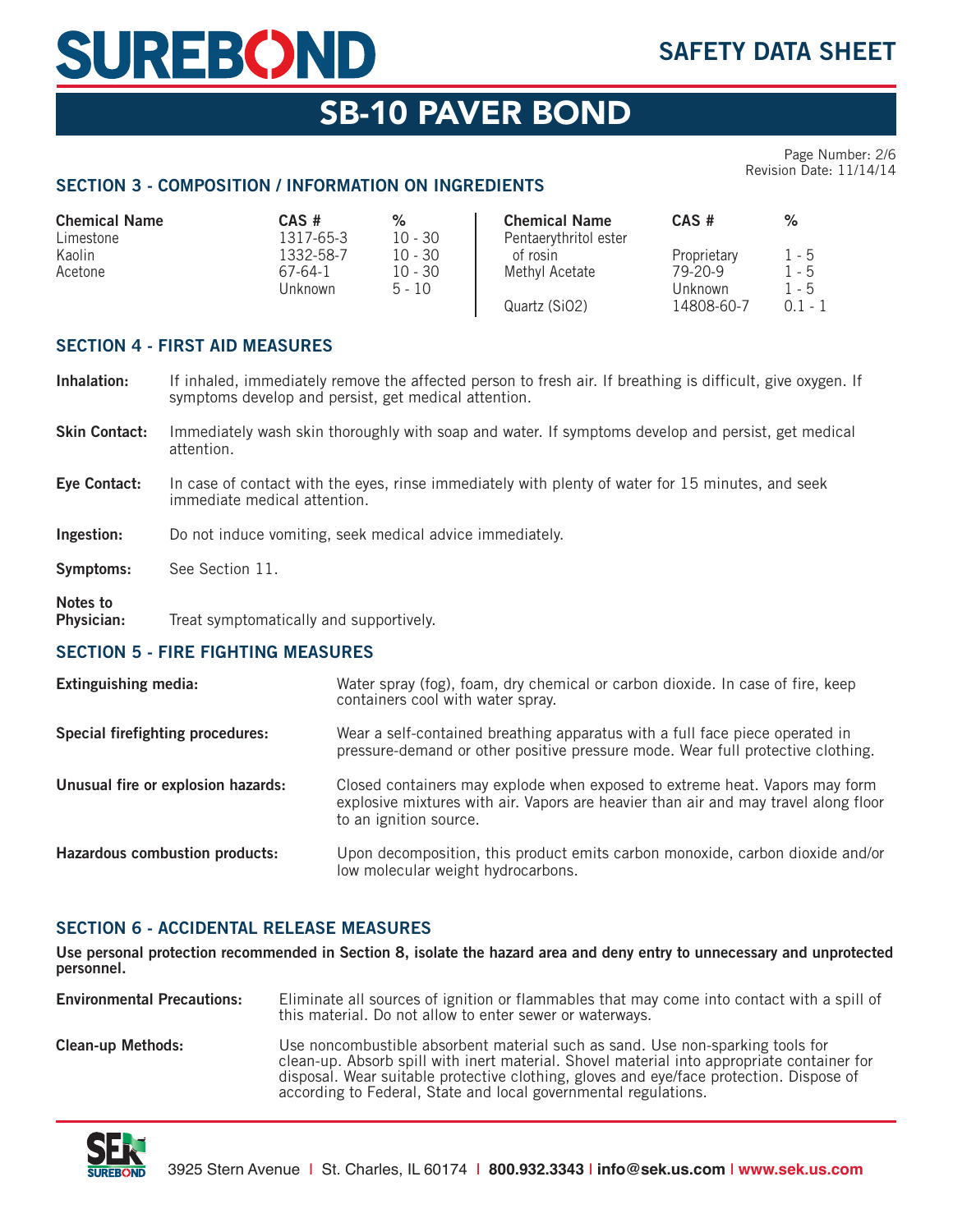# SUREBOND

## SAFETY DATA SHEET

# SB-10 PAVER BOND

Page Number: 2/6
Revision Date: 11/14/14

## SECTION 3 - COMPOSITION / INFORMATION ON INGREDIENTS

| Chemical Name | CAS # | % |
|---|---|---|
| Limestone | 1317-65-3 | 10 - 30 |
| Kaolin | 1332-58-7 | 10 - 30 |
| Acetone | 67-64-1 | 10 - 30 |
| | Unknown | 5 - 10 |
| Pentaerythritol ester of rosin | Proprietary | 1 - 5 |
| Methyl Acetate | 79-20-9 | 1 - 5 |
| | Unknown | 1 - 5 |
| Quartz ($SiO_2$) | 14808-60-7 | 0.1 - 1 |

## SECTION 4 - FIRST AID MEASURES

**Inhalation:** If inhaled, immediately remove the affected person to fresh air. If breathing is difficult, give oxygen. If symptoms develop and persist, get medical attention.

**Skin Contact:** Immediately wash skin thoroughly with soap and water. If symptoms develop and persist, get medical attention.

**Eye Contact:** In case of contact with the eyes, rinse immediately with plenty of water for 15 minutes, and seek immediate medical attention.

**Ingestion:** Do not induce vomiting, seek medical advice immediately.

**Symptoms:** See Section 11.

**Notes to Physician:** Treat symptomatically and supportively.

## SECTION 5 - FIRE FIGHTING MEASURES

**Extinguishing media:** Water spray (fog), foam, dry chemical or carbon dioxide. In case of fire, keep containers cool with water spray.

**Special firefighting procedures:** Wear a self-contained breathing apparatus with a full face piece operated in pressure-demand or other positive pressure mode. Wear full protective clothing.

**Unusual fire or explosion hazards:** Closed containers may explode when exposed to extreme heat. Vapors may form explosive mixtures with air. Vapors are heavier than air and may travel along floor to an ignition source.

**Hazardous combustion products:** Upon decomposition, this product emits carbon monoxide, carbon dioxide and/or low molecular weight hydrocarbons.

## SECTION 6 - ACCIDENTAL RELEASE MEASURES

**Use personal protection recommended in Section 8, isolate the hazard area and deny entry to unnecessary and unprotected personnel.**

**Environmental Precautions:** Eliminate all sources of ignition or flammables that may come into contact with a spill of this material. Do not allow to enter sewer or waterways.

**Clean-up Methods:** Use noncombustible absorbent material such as sand. Use non-sparking tools for clean-up. Absorb spill with inert material. Shovel material into appropriate container for disposal. Wear suitable protective clothing, gloves and eye/face protection. Dispose of according to Federal, State and local governmental regulations.

3925 Stern Avenue | St. Charles, IL 60174 | **800.932.3343** | **info@sek.us.com** | **www.sek.us.com**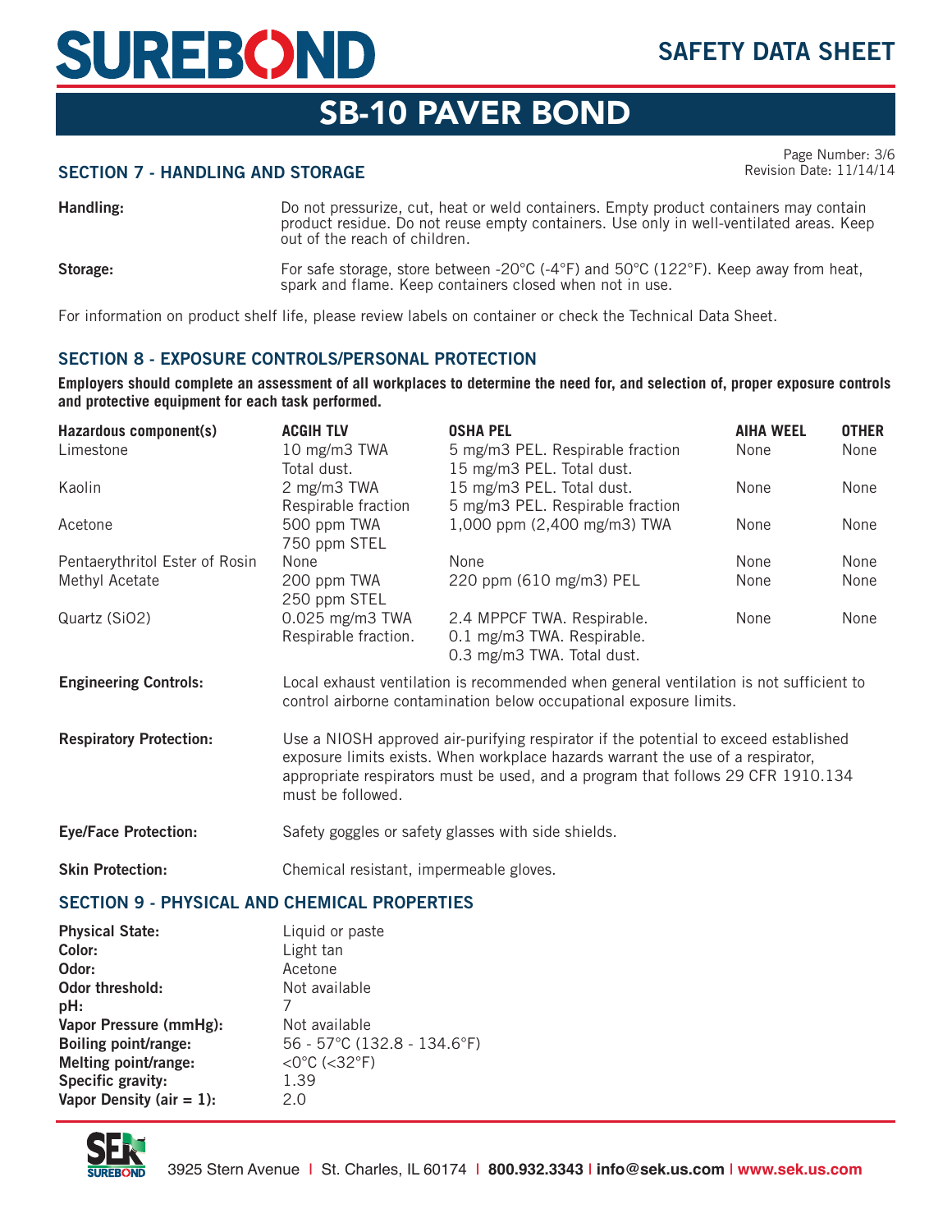# SUREBOND

## SAFETY DATA SHEET

# SB-10 PAVER BOND

Revision Date: 11/14/14

## SECTION 7 - HANDLING AND STORAGE

**Handling:** Do not pressurize, cut, heat or weld containers. Empty product containers may contain product residue. Do not reuse empty containers. Use only in well-ventilated areas. Keep out of the reach of children.

**Storage:** For safe storage, store between -20°C (-4°F) and 50°C (122°F). Keep away from heat, spark and flame. Keep containers closed when not in use.

For information on product shelf life, please review labels on container or check the Technical Data Sheet.

## SECTION 8 - EXPOSURE CONTROLS/PERSONAL PROTECTION

**Employers should complete an assessment of all workplaces to determine the need for, and selection of, proper exposure controls and protective equipment for each task performed.**

| Hazardous component(s) | ACGIH TLV | OSHA PEL | AIHA WEEL | OTHER |
|---|---|---|---|---|
| Limestone | 10 mg/m3 TWA<br>Total dust. | 5 mg/m3 PEL. Respirable fraction<br>15 mg/m3 PEL. Total dust. | None | None |
| Kaolin | 2 mg/m3 TWA<br>Respirable fraction | 15 mg/m3 PEL. Total dust.<br>5 mg/m3 PEL. Respirable fraction | None | None |
| Acetone | 500 ppm TWA<br>750 ppm STEL | 1,000 ppm (2,400 mg/m3) TWA | None | None |
| Pentaerythritol Ester of Rosin | None | None | None | None |
| Methyl Acetate | 200 ppm TWA<br>250 ppm STEL | 220 ppm (610 mg/m3) PEL | None | None |
| Quartz ($SiO_2$) | 0.025 mg/m3 TWA<br>Respirable fraction. | 2.4 MPPCF TWA. Respirable.<br>0.1 mg/m3 TWA. Respirable.<br>0.3 mg/m3 TWA. Total dust. | None | None |

**Engineering Controls:** Local exhaust ventilation is recommended when general ventilation is not sufficient to control airborne contamination below occupational exposure limits.

**Respiratory Protection:** Use a NIOSH approved air-purifying respirator if the potential to exceed established exposure limits exists. When workplace hazards warrant the use of a respirator, appropriate respirators must be used, and a program that follows 29 CFR 1910.134 must be followed.

**Eye/Face Protection:** Safety goggles or safety glasses with side shields.

**Skin Protection:** Chemical resistant, impermeable gloves.

## SECTION 9 - PHYSICAL AND CHEMICAL PROPERTIES

**Physical State:** Liquid or paste
**Color:** Light tan
**Odor:** Acetone
**Odor threshold:** Not available
**pH:** 7
**Vapor Pressure (mmHg):** Not available
**Boiling point/range:** 56 - 57°C (132.8 - 134.6°F)
**Melting point/range:** <0°C (<32°F)
**Specific gravity:** 1.39
**Vapor Density (air = 1):** 2.0

3925 Stern Avenue | St. Charles, IL 60174 | 800.932.3343 | info@sek.us.com | www.sek.us.com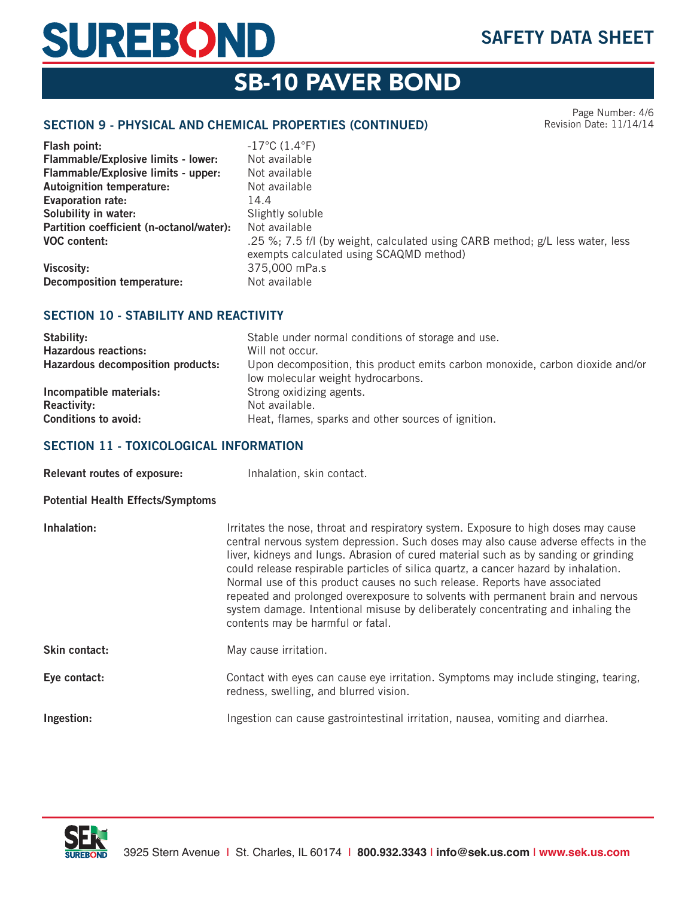# SB-10 PAVER BOND

## SECTION 9 - PHYSICAL AND CHEMICAL PROPERTIES (CONTINUED)

| | |
|---|---|
| **Flash point:** | -17°C (1.4°F) |
| **Flammable/Explosive limits - lower:** | Not available |
| **Flammable/Explosive limits - upper:** | Not available |
| **Autoignition temperature:** | Not available |
| **Evaporation rate:** | 14.4 |
| **Solubility in water:** | Slightly soluble |
| **Partition coefficient (n-octanol/water):** | Not available |
| **VOC content:** | .25 %; 7.5 f/l (by weight, calculated using CARB method; g/L less water, less exempts calculated using SCAQMD method) |
| **Viscosity:** | 375,000 mPa.s |
| **Decomposition temperature:** | Not available |

## SECTION 10 - STABILITY AND REACTIVITY

| | |
|---|---|
| **Stability:** | Stable under normal conditions of storage and use. |
| **Hazardous reactions:** | Will not occur. |
| **Hazardous decomposition products:** | Upon decomposition, this product emits carbon monoxide, carbon dioxide and/or low molecular weight hydrocarbons. |
| **Incompatible materials:** | Strong oxidizing agents. |
| **Reactivity:** | Not available. |
| **Conditions to avoid:** | Heat, flames, sparks and other sources of ignition. |

## SECTION 11 - TOXICOLOGICAL INFORMATION

**Relevant routes of exposure:** Inhalation, skin contact.

**Potential Health Effects/Symptoms**

**Inhalation:** Irritates the nose, throat and respiratory system. Exposure to high doses may cause central nervous system depression. Such doses may also cause adverse effects in the liver, kidneys and lungs. Abrasion of cured material such as by sanding or grinding could release respirable particles of silica quartz, a cancer hazard by inhalation. Normal use of this product causes no such release. Reports have associated repeated and prolonged overexposure to solvents with permanent brain and nervous system damage. Intentional misuse by deliberately concentrating and inhaling the contents may be harmful or fatal.

**Skin contact:** May cause irritation.

**Eye contact:** Contact with eyes can cause eye irritation. Symptoms may include stinging, tearing, redness, swelling, and blurred vision.

**Ingestion:** Ingestion can cause gastrointestinal irritation, nausea, vomiting and diarrhea.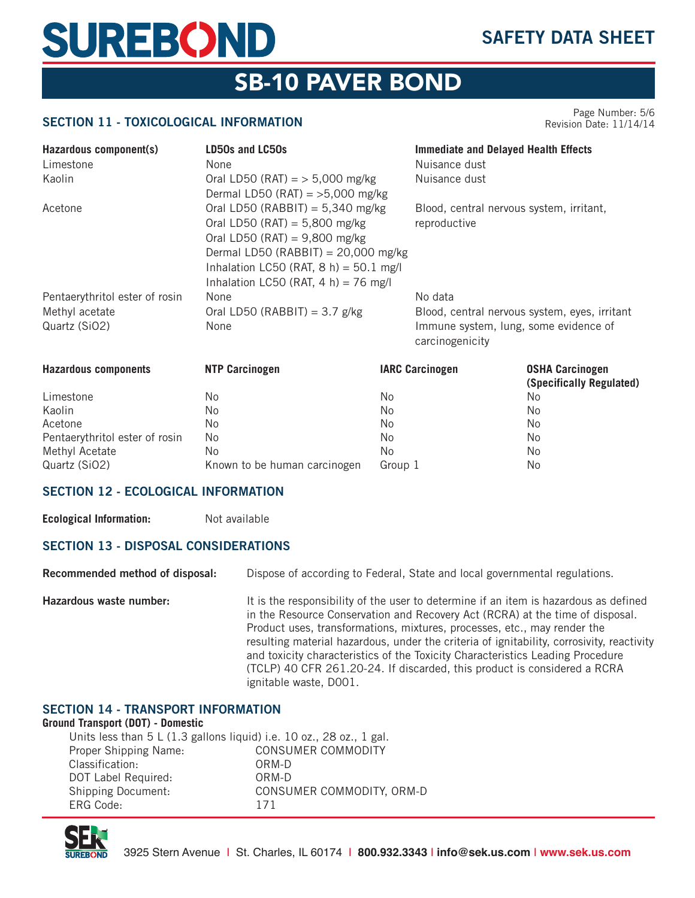# SB-10 PAVER BOND

## SECTION 11 - TOXICOLOGICAL INFORMATION

| Hazardous component(s) | LD50s and LC50s | Immediate and Delayed Health Effects |
|---|---|---|
| Limestone | None | Nuisance dust |
| Kaolin | Oral LD50 (RAT) = > 5,000 mg/kg<br>Dermal LD50 (RAT) = >5,000 mg/kg | Nuisance dust |
| Acetone | Oral LD50 (RABBIT) = 5,340 mg/kg<br>Oral LD50 (RAT) = 5,800 mg/kg<br>Oral LD50 (RAT) = 9,800 mg/kg<br>Dermal LD50 (RABBIT) = 20,000 mg/kg<br>Inhalation LC50 (RAT, 8 h) = 50.1 mg/l<br>Inhalation LC50 (RAT, 4 h) = 76 mg/l | Blood, central nervous system, irritant, reproductive |
| Pentaerythritol ester of rosin | None | No data |
| Methyl acetate | Oral LD50 (RABBIT) = 3.7 g/kg | Blood, central nervous system, eyes, irritant |
| Quartz ($SiO_2$) | None | Immune system, lung, some evidence of carcinogenicity |

| Hazardous components | NTP Carcinogen | IARC Carcinogen | OSHA Carcinogen (Specifically Regulated) |
|---|---|---|---|
| Limestone | No | No | No |
| Kaolin | No | No | No |
| Acetone | No | No | No |
| Pentaerythritol ester of rosin | No | No | No |
| Methyl Acetate | No | No | No |
| Quartz ($SiO_2$) | Known to be human carcinogen | Group 1 | No |

## SECTION 12 - ECOLOGICAL INFORMATION

**Ecological Information:** Not available

## SECTION 13 - DISPOSAL CONSIDERATIONS

**Recommended method of disposal:** Dispose of according to Federal, State and local governmental regulations.

**Hazardous waste number:** It is the responsibility of the user to determine if an item is hazardous as defined in the Resource Conservation and Recovery Act (RCRA) at the time of disposal. Product uses, transformations, mixtures, processes, etc., may render the resulting material hazardous, under the criteria of ignitability, corrosivity, reactivity and toxicity characteristics of the Toxicity Characteristics Leading Procedure (TCLP) 40 CFR 261.20-24. If discarded, this product is considered a RCRA ignitable waste, D001.

## SECTION 14 - TRANSPORT INFORMATION

**Ground Transport (DOT) - Domestic**

Units less than 5 L (1.3 gallons liquid) i.e. 10 oz., 28 oz., 1 gal.

| | |
|---|---|
| Proper Shipping Name: | CONSUMER COMMODITY |
| Classification: | ORM-D |
| DOT Label Required: | ORM-D |
| Shipping Document: | CONSUMER COMMODITY, ORM-D |
| ERG Code: | 171 |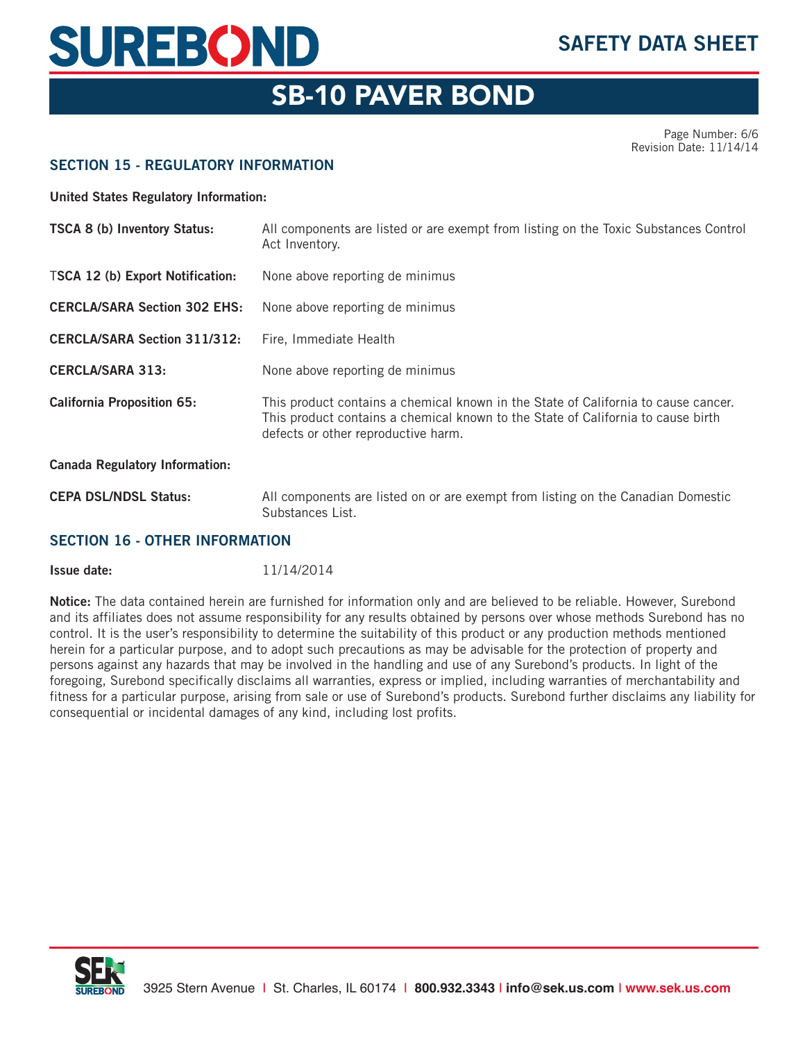## SECTION 15 - REGULATORY INFORMATION

**United States Regulatory Information:**

| | |
|---|---|
| **TSCA 8 (b) Inventory Status:** | All components are listed or are exempt from listing on the Toxic Substances Control Act Inventory. |
| **TSCA 12 (b) Export Notification:** | None above reporting de minimus |
| **CERCLA/SARA Section 302 EHS:** | None above reporting de minimus |
| **CERCLA/SARA Section 311/312:** | Fire, Immediate Health |
| **CERCLA/SARA 313:** | None above reporting de minimus |
| **California Proposition 65:** | This product contains a chemical known in the State of California to cause cancer. This product contains a chemical known to the State of California to cause birth defects or other reproductive harm. |

**Canada Regulatory Information:**

| | |
|---|---|
| **CEPA DSL/NDSL Status:** | All components are listed on or are exempt from listing on the Canadian Domestic Substances List. |

## SECTION 16 - OTHER INFORMATION

**Issue date:** 11/14/2014

**Notice:** The data contained herein are furnished for information only and are believed to be reliable. However, Surebond and its affiliates does not assume responsibility for any results obtained by persons over whose methods Surebond has no control. It is the user's responsibility to determine the suitability of this product or any production methods mentioned herein for a particular purpose, and to adopt such precautions as may be advisable for the protection of property and persons against any hazards that may be involved in the handling and use of any Surebond's products. In light of the foregoing, Surebond specifically disclaims all warranties, express or implied, including warranties of merchantability and fitness for a particular purpose, arising from sale or use of Surebond's products. Surebond further disclaims any liability for consequential or incidental damages of any kind, including lost profits.